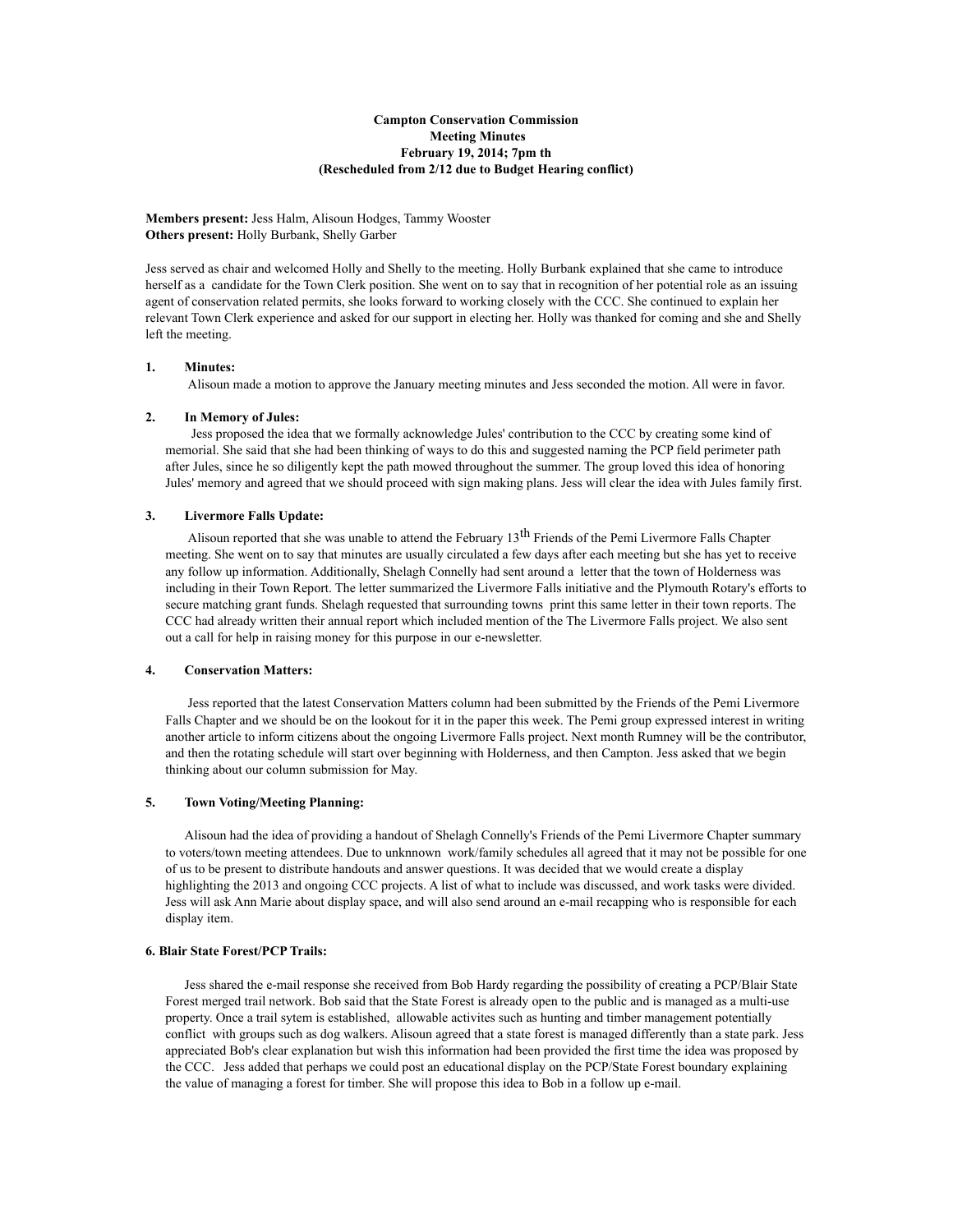**Campton Conservation Commission**
**Meeting Minutes**
**February 19, 2014; 7pm th**
**(Rescheduled from 2/12 due to Budget Hearing conflict)**

**Members present:** Jess Halm, Alisoun Hodges, Tammy Wooster
**Others present:** Holly Burbank, Shelly Garber

Jess served as chair and welcomed Holly and Shelly to the meeting. Holly Burbank explained that she came to introduce herself as a candidate for the Town Clerk position. She went on to say that in recognition of her potential role as an issuing agent of conservation related permits, she looks forward to working closely with the CCC. She continued to explain her relevant Town Clerk experience and asked for our support in electing her. Holly was thanked for coming and she and Shelly left the meeting.

**1. Minutes:**

Alisoun made a motion to approve the January meeting minutes and Jess seconded the motion. All were in favor.

**2. In Memory of Jules:**

Jess proposed the idea that we formally acknowledge Jules' contribution to the CCC by creating some kind of memorial. She said that she had been thinking of ways to do this and suggested naming the PCP field perimeter path after Jules, since he so diligently kept the path mowed throughout the summer. The group loved this idea of honoring Jules' memory and agreed that we should proceed with sign making plans. Jess will clear the idea with Jules family first.

**3. Livermore Falls Update:**

Alisoun reported that she was unable to attend the February 13th Friends of the Pemi Livermore Falls Chapter meeting. She went on to say that minutes are usually circulated a few days after each meeting but she has yet to receive any follow up information. Additionally, Shelagh Connelly had sent around a letter that the town of Holderness was including in their Town Report. The letter summarized the Livermore Falls initiative and the Plymouth Rotary's efforts to secure matching grant funds. Shelagh requested that surrounding towns print this same letter in their town reports. The CCC had already written their annual report which included mention of the The Livermore Falls project. We also sent out a call for help in raising money for this purpose in our e-newsletter.

**4. Conservation Matters:**

Jess reported that the latest Conservation Matters column had been submitted by the Friends of the Pemi Livermore Falls Chapter and we should be on the lookout for it in the paper this week. The Pemi group expressed interest in writing another article to inform citizens about the ongoing Livermore Falls project. Next month Rumney will be the contributor, and then the rotating schedule will start over beginning with Holderness, and then Campton. Jess asked that we begin thinking about our column submission for May.

**5. Town Voting/Meeting Planning:**

Alisoun had the idea of providing a handout of Shelagh Connelly's Friends of the Pemi Livermore Chapter summary to voters/town meeting attendees. Due to unknnown work/family schedules all agreed that it may not be possible for one of us to be present to distribute handouts and answer questions. It was decided that we would create a display highlighting the 2013 and ongoing CCC projects. A list of what to include was discussed, and work tasks were divided. Jess will ask Ann Marie about display space, and will also send around an e-mail recapping who is responsible for each display item.

**6. Blair State Forest/PCP Trails:**

Jess shared the e-mail response she received from Bob Hardy regarding the possibility of creating a PCP/Blair State Forest merged trail network. Bob said that the State Forest is already open to the public and is managed as a multi-use property. Once a trail sytem is established, allowable activites such as hunting and timber management potentially conflict with groups such as dog walkers. Alisoun agreed that a state forest is managed differently than a state park. Jess appreciated Bob's clear explanation but wish this information had been provided the first time the idea was proposed by the CCC. Jess added that perhaps we could post an educational display on the PCP/State Forest boundary explaining the value of managing a forest for timber. She will propose this idea to Bob in a follow up e-mail.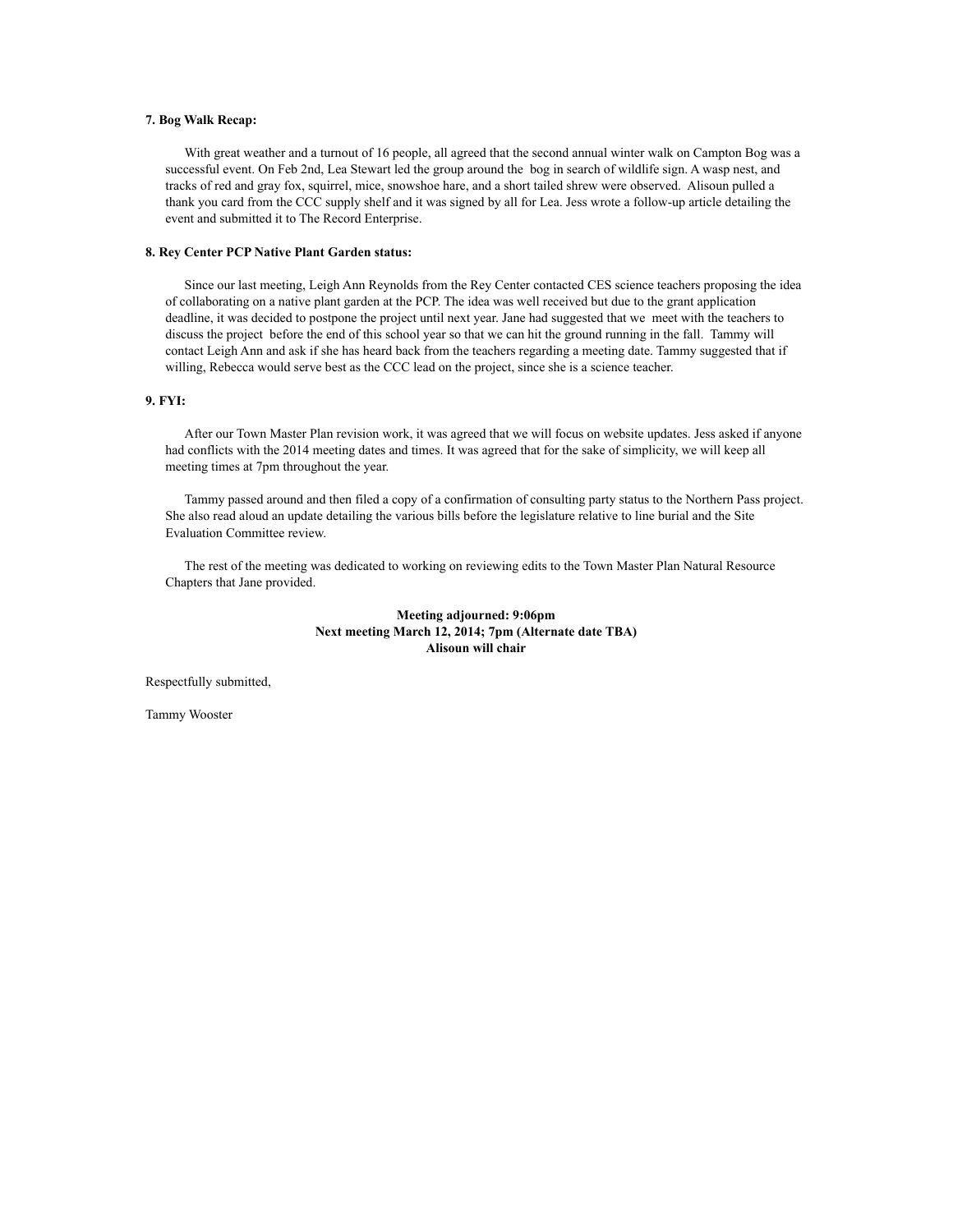**7. Bog Walk Recap:**

With great weather and a turnout of 16 people, all agreed that the second annual winter walk on Campton Bog was a successful event. On Feb 2nd, Lea Stewart led the group around the bog in search of wildlife sign. A wasp nest, and tracks of red and gray fox, squirrel, mice, snowshoe hare, and a short tailed shrew were observed. Alisoun pulled a thank you card from the CCC supply shelf and it was signed by all for Lea. Jess wrote a follow-up article detailing the event and submitted it to The Record Enterprise.

**8. Rey Center PCP Native Plant Garden status:**

Since our last meeting, Leigh Ann Reynolds from the Rey Center contacted CES science teachers proposing the idea of collaborating on a native plant garden at the PCP. The idea was well received but due to the grant application deadline, it was decided to postpone the project until next year. Jane had suggested that we meet with the teachers to discuss the project before the end of this school year so that we can hit the ground running in the fall. Tammy will contact Leigh Ann and ask if she has heard back from the teachers regarding a meeting date. Tammy suggested that if willing, Rebecca would serve best as the CCC lead on the project, since she is a science teacher.

**9. FYI:**

After our Town Master Plan revision work, it was agreed that we will focus on website updates. Jess asked if anyone had conflicts with the 2014 meeting dates and times. It was agreed that for the sake of simplicity, we will keep all meeting times at 7pm throughout the year.

Tammy passed around and then filed a copy of a confirmation of consulting party status to the Northern Pass project. She also read aloud an update detailing the various bills before the legislature relative to line burial and the Site Evaluation Committee review.

The rest of the meeting was dedicated to working on reviewing edits to the Town Master Plan Natural Resource Chapters that Jane provided.

**Meeting adjourned: 9:06pm**
**Next meeting March 12, 2014; 7pm (Alternate date TBA)**
**Alisoun will chair**

Respectfully submitted,

Tammy Wooster